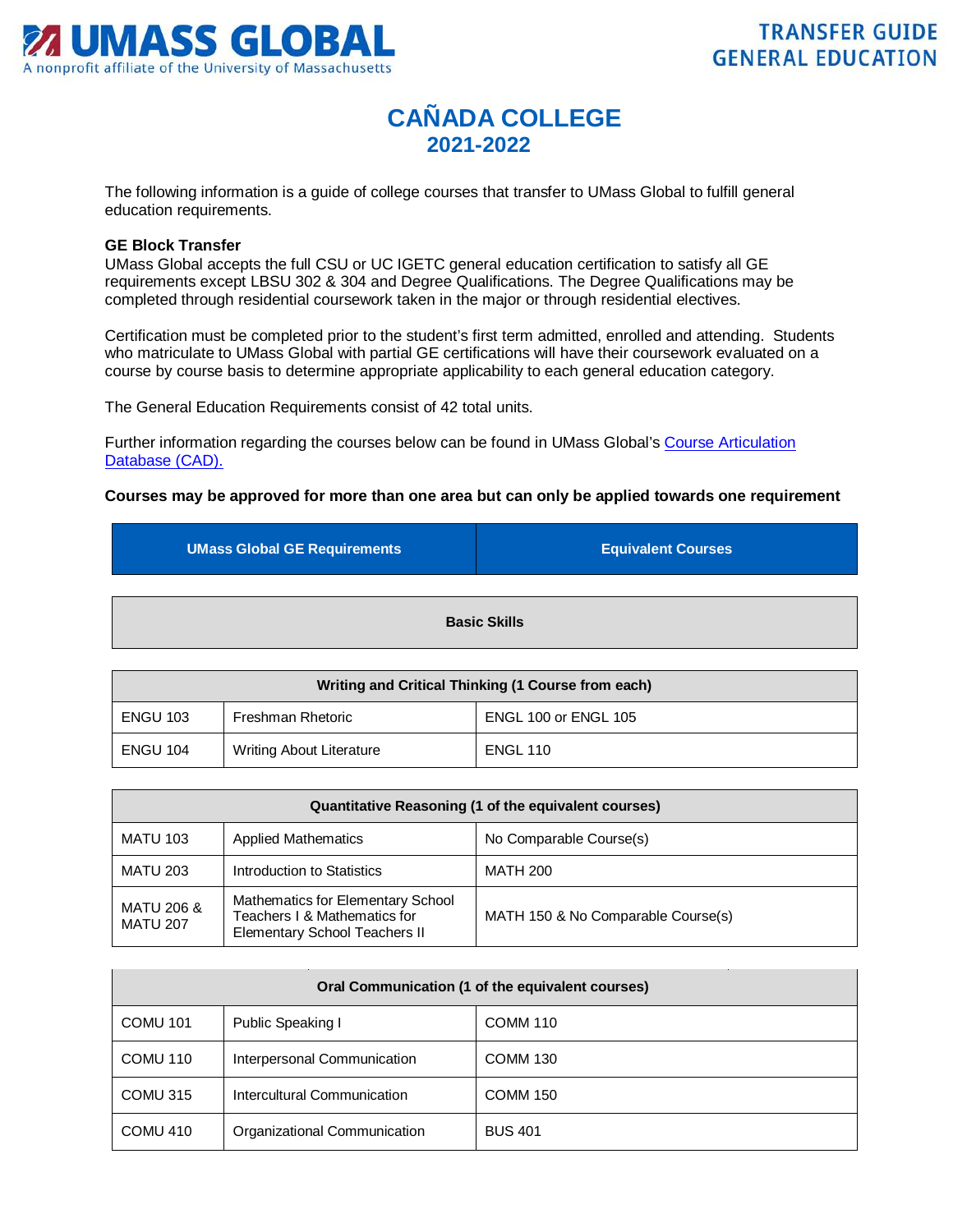**UMASS GLOBAL**
A nonprofit affiliate of the University of Massachusetts

**TRANSFER GUIDE GENERAL EDUCATION**

# CAÑADA COLLEGE
## 2021-2022

The following information is a guide of college courses that transfer to UMass Global to fulfill general education requirements.

**GE Block Transfer**
UMass Global accepts the full CSU or UC IGETC general education certification to satisfy all GE requirements except LBSU 302 & 304 and Degree Qualifications. The Degree Qualifications may be completed through residential coursework taken in the major or through residential electives.

Certification must be completed prior to the student's first term admitted, enrolled and attending. Students who matriculate to UMass Global with partial GE certifications will have their coursework evaluated on a course by course basis to determine appropriate applicability to each general education category.

The General Education Requirements consist of 42 total units.

Further information regarding the courses below can be found in UMass Global's Course Articulation Database (CAD).

**Courses may be approved for more than one area but can only be applied towards one requirement**

| UMass Global GE Requirements | | Equivalent Courses |
|---|---|---|
| **Basic Skills** | | |
| **Writing and Critical Thinking (1 Course from each)** | | |
| ENGU 103 | Freshman Rhetoric | ENGL 100 or ENGL 105 |
| ENGU 104 | Writing About Literature | ENGL 110 |
| **Quantitative Reasoning (1 of the equivalent courses)** | | |
| MATU 103 | Applied Mathematics | No Comparable Course(s) |
| MATU 203 | Introduction to Statistics | MATH 200 |
| MATU 206 & MATU 207 | Mathematics for Elementary School Teachers I & Mathematics for Elementary School Teachers II | MATH 150 & No Comparable Course(s) |
| **Oral Communication (1 of the equivalent courses)** | | |
| COMU 101 | Public Speaking I | COMM 110 |
| COMU 110 | Interpersonal Communication | COMM 130 |
| COMU 315 | Intercultural Communication | COMM 150 |
| COMU 410 | Organizational Communication | BUS 401 |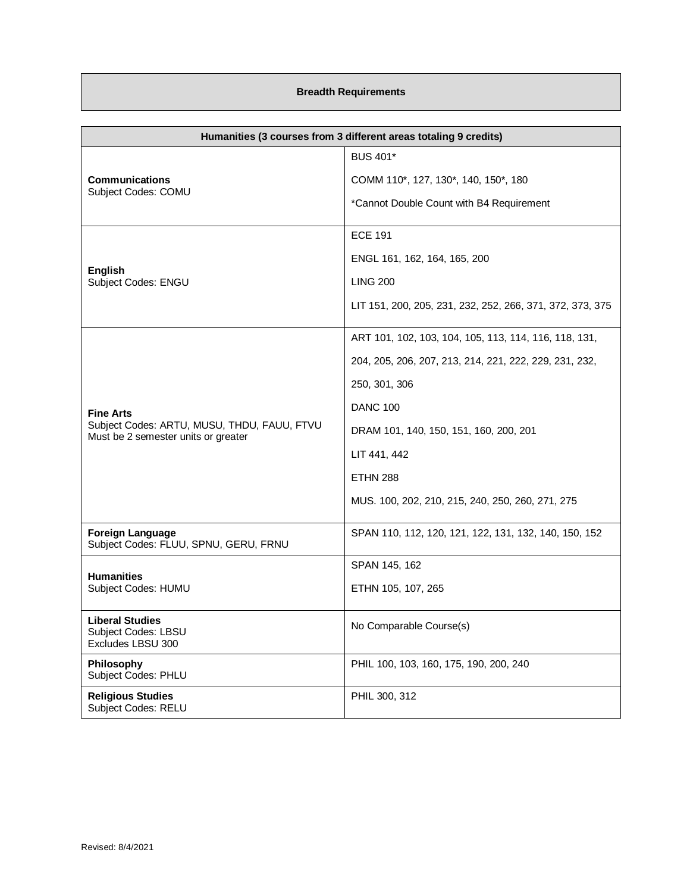## Breadth Requirements

| Humanities (3 courses from 3 different areas totaling 9 credits) | |
|---|---|
| **Communications**<br>Subject Codes: COMU | BUS 401*<br>COMM 110*, 127, 130*, 140, 150*, 180<br>*Cannot Double Count with B4 Requirement |
| **English**<br>Subject Codes: ENGU | ECE 191<br>ENGL 161, 162, 164, 165, 200<br>LING 200<br>LIT 151, 200, 205, 231, 232, 252, 266, 371, 372, 373, 375 |
| **Fine Arts**<br>Subject Codes: ARTU, MUSU, THDU, FAUU, FTVU<br>Must be 2 semester units or greater | ART 101, 102, 103, 104, 105, 113, 114, 116, 118, 131, 204, 205, 206, 207, 213, 214, 221, 222, 229, 231, 232, 250, 301, 306<br>DANC 100<br>DRAM 101, 140, 150, 151, 160, 200, 201<br>LIT 441, 442<br>ETHN 288<br>MUS. 100, 202, 210, 215, 240, 250, 260, 271, 275 |
| **Foreign Language**<br>Subject Codes: FLUU, SPNU, GERU, FRNU | SPAN 110, 112, 120, 121, 122, 131, 132, 140, 150, 152 |
| **Humanities**<br>Subject Codes: HUMU | SPAN 145, 162<br>ETHN 105, 107, 265 |
| **Liberal Studies**<br>Subject Codes: LBSU<br>Excludes LBSU 300 | No Comparable Course(s) |
| **Philosophy**<br>Subject Codes: PHLU | PHIL 100, 103, 160, 175, 190, 200, 240 |
| **Religious Studies**<br>Subject Codes: RELU | PHIL 300, 312 |

Revised: 8/4/2021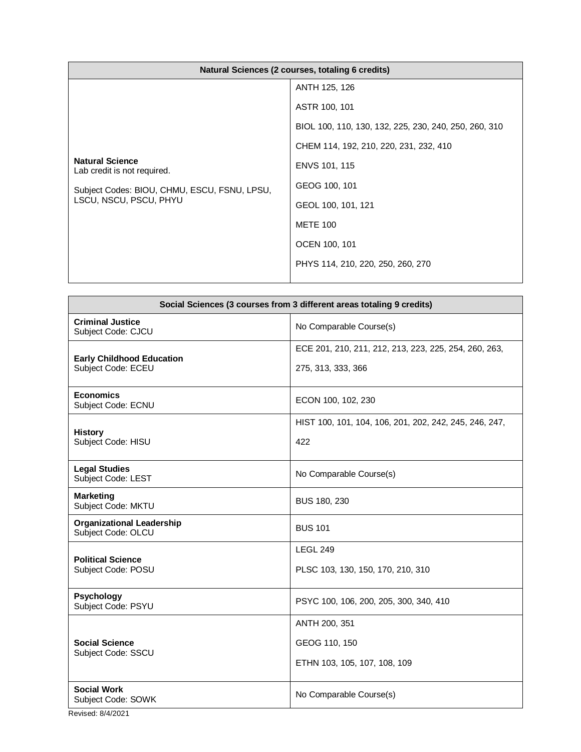| Natural Sciences (2 courses, totaling 6 credits) | |
|---|---|
| **Natural Science**<br>Lab credit is not required.<br><br>Subject Codes: BIOU, CHMU, ESCU, FSNU, LPSU, LSCU, NSCU, PSCU, PHYU | ANTH 125, 126<br><br>ASTR 100, 101<br><br>BIOL 100, 110, 130, 132, 225, 230, 240, 250, 260, 310<br><br>CHEM 114, 192, 210, 220, 231, 232, 410<br><br>ENVS 101, 115<br><br>GEOG 100, 101<br><br>GEOL 100, 101, 121<br><br>METE 100<br><br>OCEN 100, 101<br><br>PHYS 114, 210, 220, 250, 260, 270 |

| Social Sciences (3 courses from 3 different areas totaling 9 credits) | |
|---|---|
| **Criminal Justice**<br>Subject Code: CJCU | No Comparable Course(s) |
| **Early Childhood Education**<br>Subject Code: ECEU | ECE 201, 210, 211, 212, 213, 223, 225, 254, 260, 263, 275, 313, 333, 366 |
| **Economics**<br>Subject Code: ECNU | ECON 100, 102, 230 |
| **History**<br>Subject Code: HISU | HIST 100, 101, 104, 106, 201, 202, 242, 245, 246, 247, 422 |
| **Legal Studies**<br>Subject Code: LEST | No Comparable Course(s) |
| **Marketing**<br>Subject Code: MKTU | BUS 180, 230 |
| **Organizational Leadership**<br>Subject Code: OLCU | BUS 101 |
| **Political Science**<br>Subject Code: POSU | LEGL 249<br><br>PLSC 103, 130, 150, 170, 210, 310 |
| **Psychology**<br>Subject Code: PSYU | PSYC 100, 106, 200, 205, 300, 340, 410 |
| **Social Science**<br>Subject Code: SSCU | ANTH 200, 351<br><br>GEOG 110, 150<br><br>ETHN 103, 105, 107, 108, 109 |
| **Social Work**<br>Subject Code: SOWK | No Comparable Course(s) |

Revised: 8/4/2021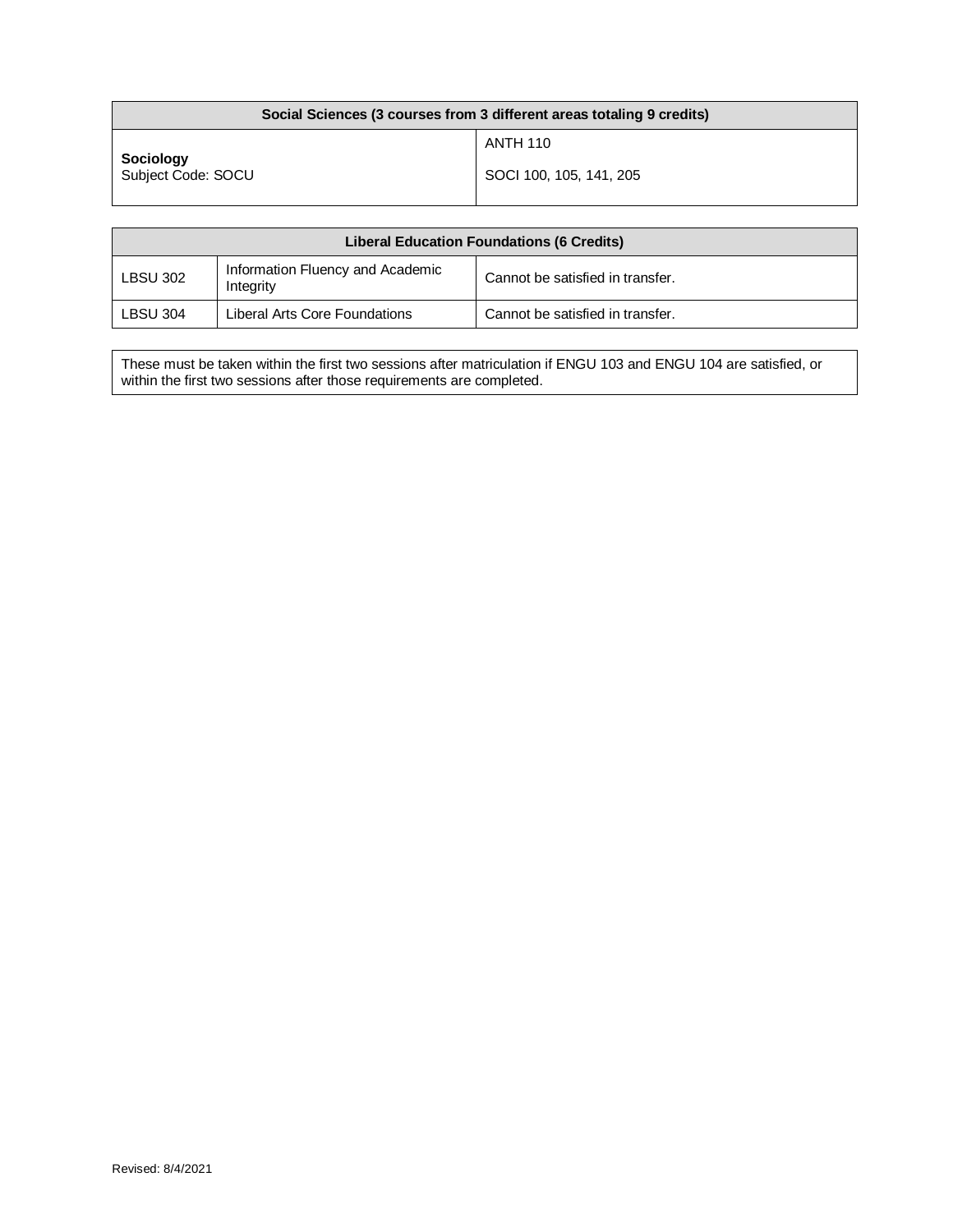| Social Sciences (3 courses from 3 different areas totaling 9 credits) | |
|---|---|
| **Sociology**<br>Subject Code: SOCU | ANTH 110<br><br>SOCI 100, 105, 141, 205 |

| Liberal Education Foundations (6 Credits) | | |
|---|---|---|
| LBSU 302 | Information Fluency and Academic Integrity | Cannot be satisfied in transfer. |
| LBSU 304 | Liberal Arts Core Foundations | Cannot be satisfied in transfer. |

These must be taken within the first two sessions after matriculation if ENGU 103 and ENGU 104 are satisfied, or within the first two sessions after those requirements are completed.

Revised: 8/4/2021